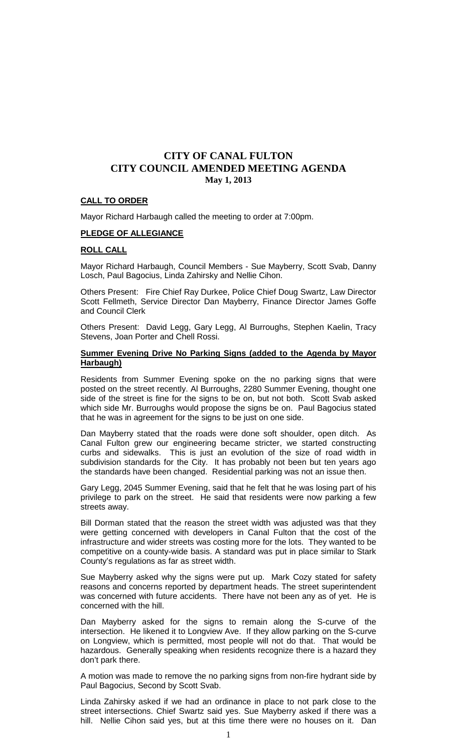# CITY OF CANAL FULTON
## CITY COUNCIL AMENDED MEETING AGENDA
### May 1, 2013

**CALL TO ORDER**

Mayor Richard Harbaugh called the meeting to order at 7:00pm.

**PLEDGE OF ALLEGIANCE**

**ROLL CALL**

Mayor Richard Harbaugh, Council Members - Sue Mayberry, Scott Svab, Danny Losch, Paul Bagocius, Linda Zahirsky and Nellie Cihon.

Others Present: Fire Chief Ray Durkee, Police Chief Doug Swartz, Law Director Scott Fellmeth, Service Director Dan Mayberry, Finance Director James Goffe and Council Clerk

Others Present: David Legg, Gary Legg, Al Burroughs, Stephen Kaelin, Tracy Stevens, Joan Porter and Chell Rossi.

**Summer Evening Drive No Parking Signs (added to the Agenda by Mayor Harbaugh)**

Residents from Summer Evening spoke on the no parking signs that were posted on the street recently. Al Burroughs, 2280 Summer Evening, thought one side of the street is fine for the signs to be on, but not both. Scott Svab asked which side Mr. Burroughs would propose the signs be on. Paul Bagocius stated that he was in agreement for the signs to be just on one side.

Dan Mayberry stated that the roads were done soft shoulder, open ditch. As Canal Fulton grew our engineering became stricter, we started constructing curbs and sidewalks. This is just an evolution of the size of road width in subdivision standards for the City. It has probably not been but ten years ago the standards have been changed. Residential parking was not an issue then.

Gary Legg, 2045 Summer Evening, said that he felt that he was losing part of his privilege to park on the street. He said that residents were now parking a few streets away.

Bill Dorman stated that the reason the street width was adjusted was that they were getting concerned with developers in Canal Fulton that the cost of the infrastructure and wider streets was costing more for the lots. They wanted to be competitive on a county-wide basis. A standard was put in place similar to Stark County's regulations as far as street width.

Sue Mayberry asked why the signs were put up. Mark Cozy stated for safety reasons and concerns reported by department heads. The street superintendent was concerned with future accidents. There have not been any as of yet. He is concerned with the hill.

Dan Mayberry asked for the signs to remain along the S-curve of the intersection. He likened it to Longview Ave. If they allow parking on the S-curve on Longview, which is permitted, most people will not do that. That would be hazardous. Generally speaking when residents recognize there is a hazard they don't park there.

A motion was made to remove the no parking signs from non-fire hydrant side by Paul Bagocius, Second by Scott Svab.

Linda Zahirsky asked if we had an ordinance in place to not park close to the street intersections. Chief Swartz said yes. Sue Mayberry asked if there was a hill. Nellie Cihon said yes, but at this time there were no houses on it. Dan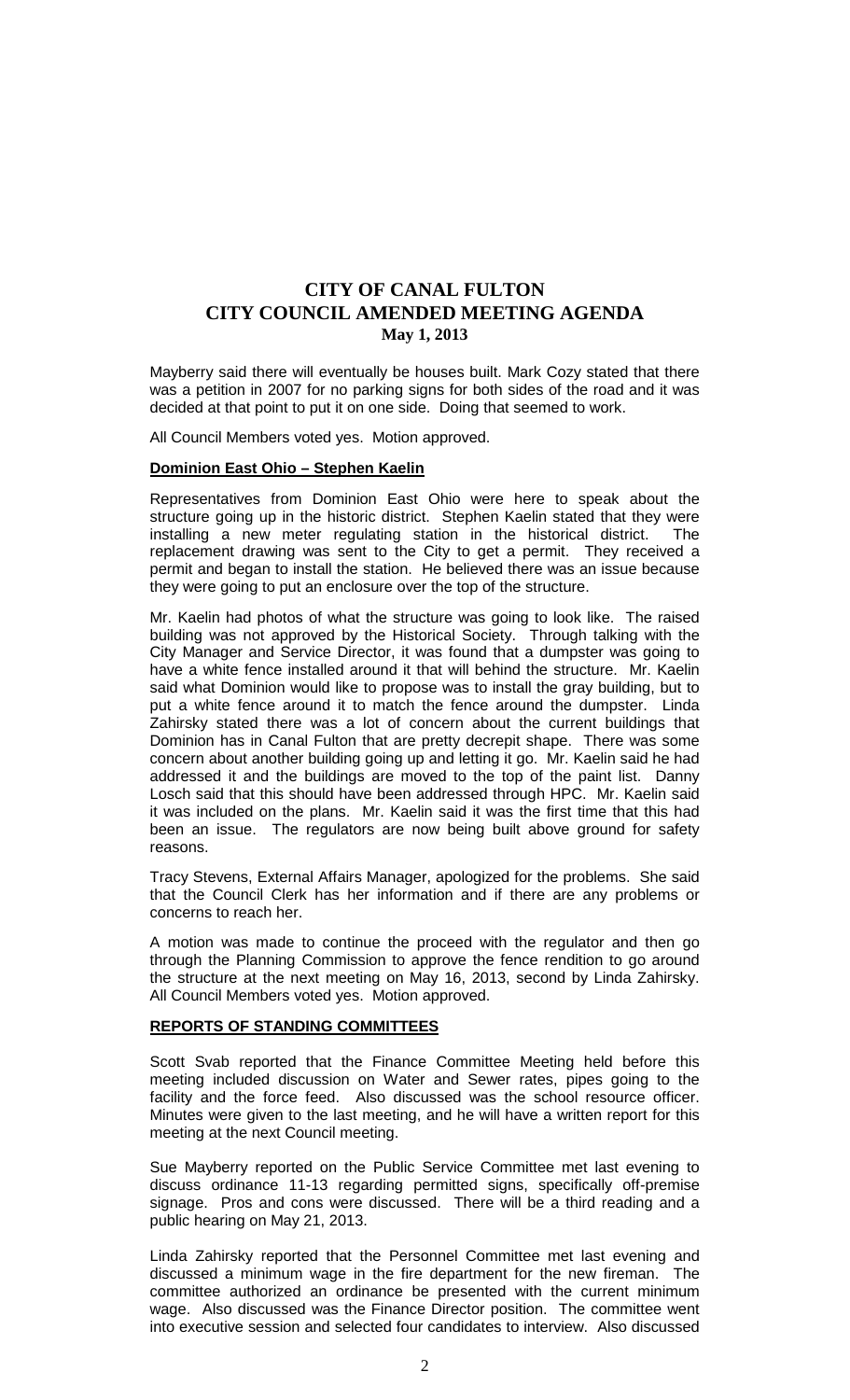# CITY OF CANAL FULTON
# CITY COUNCIL AMENDED MEETING AGENDA
### May 1, 2013

Mayberry said there will eventually be houses built. Mark Cozy stated that there was a petition in 2007 for no parking signs for both sides of the road and it was decided at that point to put it on one side. Doing that seemed to work.

All Council Members voted yes. Motion approved.

**Dominion East Ohio – Stephen Kaelin**

Representatives from Dominion East Ohio were here to speak about the structure going up in the historic district. Stephen Kaelin stated that they were installing a new meter regulating station in the historical district. The replacement drawing was sent to the City to get a permit. They received a permit and began to install the station. He believed there was an issue because they were going to put an enclosure over the top of the structure.

Mr. Kaelin had photos of what the structure was going to look like. The raised building was not approved by the Historical Society. Through talking with the City Manager and Service Director, it was found that a dumpster was going to have a white fence installed around it that will behind the structure. Mr. Kaelin said what Dominion would like to propose was to install the gray building, but to put a white fence around it to match the fence around the dumpster. Linda Zahirsky stated there was a lot of concern about the current buildings that Dominion has in Canal Fulton that are pretty decrepit shape. There was some concern about another building going up and letting it go. Mr. Kaelin said he had addressed it and the buildings are moved to the top of the paint list. Danny Losch said that this should have been addressed through HPC. Mr. Kaelin said it was included on the plans. Mr. Kaelin said it was the first time that this had been an issue. The regulators are now being built above ground for safety reasons.

Tracy Stevens, External Affairs Manager, apologized for the problems. She said that the Council Clerk has her information and if there are any problems or concerns to reach her.

A motion was made to continue the proceed with the regulator and then go through the Planning Commission to approve the fence rendition to go around the structure at the next meeting on May 16, 2013, second by Linda Zahirsky. All Council Members voted yes. Motion approved.

**REPORTS OF STANDING COMMITTEES**

Scott Svab reported that the Finance Committee Meeting held before this meeting included discussion on Water and Sewer rates, pipes going to the facility and the force feed. Also discussed was the school resource officer. Minutes were given to the last meeting, and he will have a written report for this meeting at the next Council meeting.

Sue Mayberry reported on the Public Service Committee met last evening to discuss ordinance 11-13 regarding permitted signs, specifically off-premise signage. Pros and cons were discussed. There will be a third reading and a public hearing on May 21, 2013.

Linda Zahirsky reported that the Personnel Committee met last evening and discussed a minimum wage in the fire department for the new fireman. The committee authorized an ordinance be presented with the current minimum wage. Also discussed was the Finance Director position. The committee went into executive session and selected four candidates to interview. Also discussed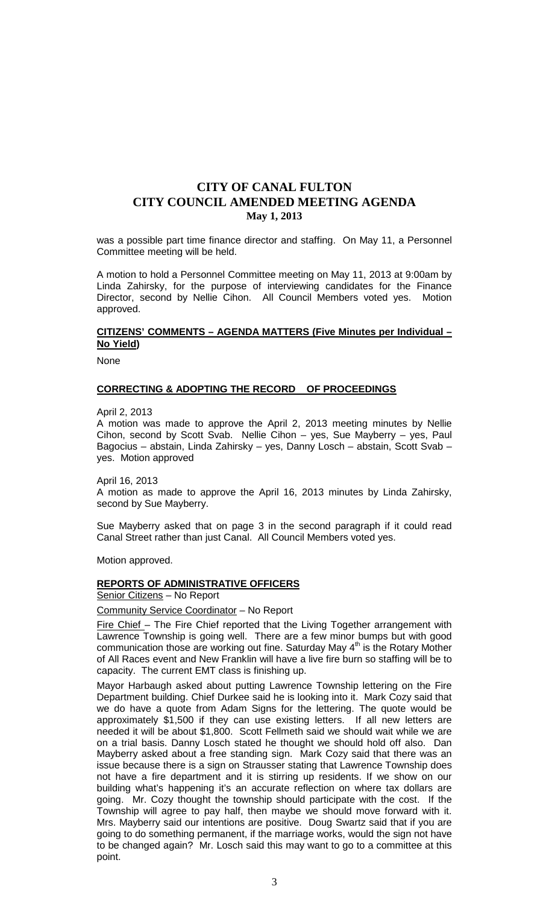# CITY OF CANAL FULTON
# CITY COUNCIL AMENDED MEETING AGENDA
## May 1, 2013

was a possible part time finance director and staffing. On May 11, a Personnel Committee meeting will be held.

A motion to hold a Personnel Committee meeting on May 11, 2013 at 9:00am by Linda Zahirsky, for the purpose of interviewing candidates for the Finance Director, second by Nellie Cihon. All Council Members voted yes. Motion approved.

**CITIZENS' COMMENTS – AGENDA MATTERS (Five Minutes per Individual – No Yield)**

None

**CORRECTING & ADOPTING THE RECORD OF PROCEEDINGS**

April 2, 2013

A motion was made to approve the April 2, 2013 meeting minutes by Nellie Cihon, second by Scott Svab. Nellie Cihon – yes, Sue Mayberry – yes, Paul Bagocius – abstain, Linda Zahirsky – yes, Danny Losch – abstain, Scott Svab – yes. Motion approved

April 16, 2013

A motion as made to approve the April 16, 2013 minutes by Linda Zahirsky, second by Sue Mayberry.

Sue Mayberry asked that on page 3 in the second paragraph if it could read Canal Street rather than just Canal. All Council Members voted yes.

Motion approved.

**REPORTS OF ADMINISTRATIVE OFFICERS**

Senior Citizens – No Report

Community Service Coordinator – No Report

Fire Chief – The Fire Chief reported that the Living Together arrangement with Lawrence Township is going well. There are a few minor bumps but with good communication those are working out fine. Saturday May 4th is the Rotary Mother of All Races event and New Franklin will have a live fire burn so staffing will be to capacity. The current EMT class is finishing up.

Mayor Harbaugh asked about putting Lawrence Township lettering on the Fire Department building. Chief Durkee said he is looking into it. Mark Cozy said that we do have a quote from Adam Signs for the lettering. The quote would be approximately $1,500 if they can use existing letters. If all new letters are needed it will be about $1,800. Scott Fellmeth said we should wait while we are on a trial basis. Danny Losch stated he thought we should hold off also. Dan Mayberry asked about a free standing sign. Mark Cozy said that there was an issue because there is a sign on Strausser stating that Lawrence Township does not have a fire department and it is stirring up residents. If we show on our building what's happening it's an accurate reflection on where tax dollars are going. Mr. Cozy thought the township should participate with the cost. If the Township will agree to pay half, then maybe we should move forward with it. Mrs. Mayberry said our intentions are positive. Doug Swartz said that if you are going to do something permanent, if the marriage works, would the sign not have to be changed again? Mr. Losch said this may want to go to a committee at this point.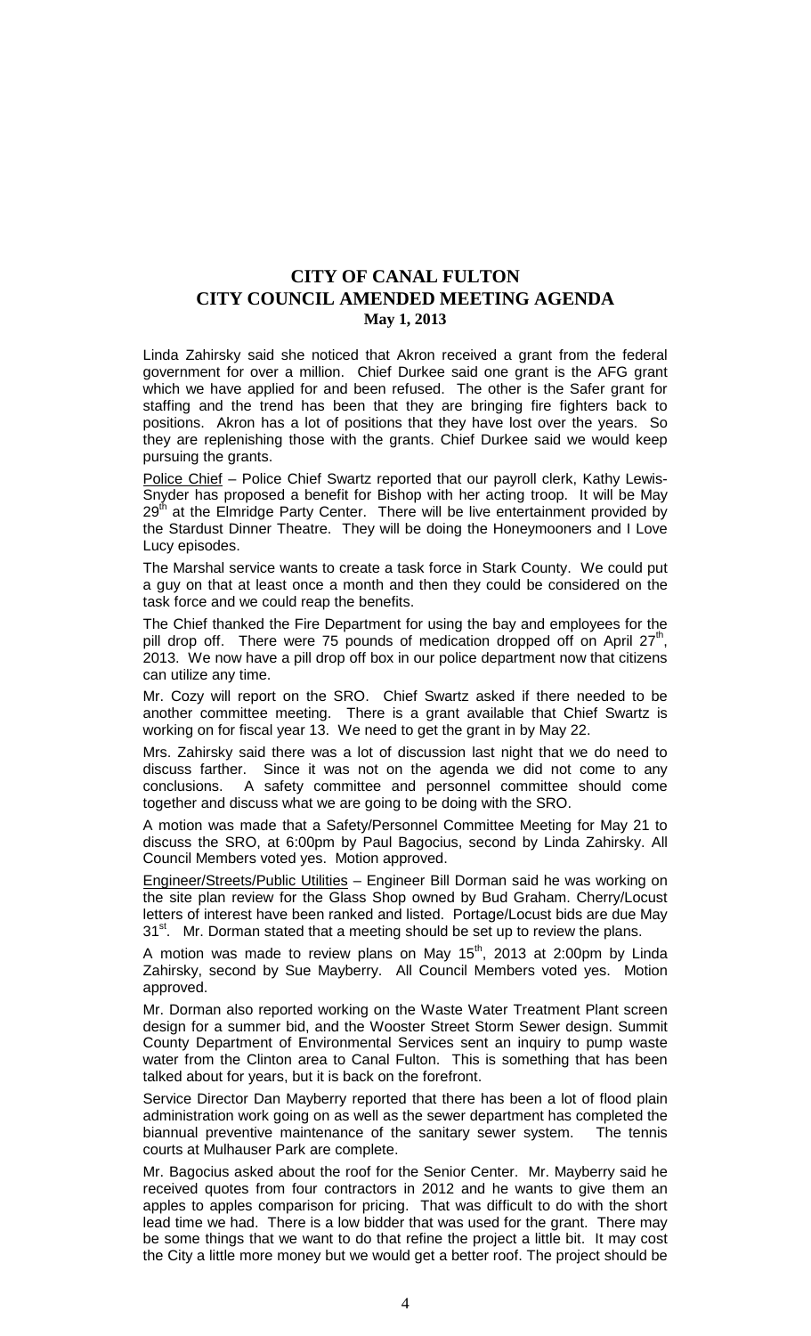# CITY OF CANAL FULTON
# CITY COUNCIL AMENDED MEETING AGENDA
### May 1, 2013

Linda Zahirsky said she noticed that Akron received a grant from the federal government for over a million. Chief Durkee said one grant is the AFG grant which we have applied for and been refused. The other is the Safer grant for staffing and the trend has been that they are bringing fire fighters back to positions. Akron has a lot of positions that they have lost over the years. So they are replenishing those with the grants. Chief Durkee said we would keep pursuing the grants.

Police Chief – Police Chief Swartz reported that our payroll clerk, Kathy Lewis-Snyder has proposed a benefit for Bishop with her acting troop. It will be May 29th at the Elmridge Party Center. There will be live entertainment provided by the Stardust Dinner Theatre. They will be doing the Honeymooners and I Love Lucy episodes.

The Marshal service wants to create a task force in Stark County. We could put a guy on that at least once a month and then they could be considered on the task force and we could reap the benefits.

The Chief thanked the Fire Department for using the bay and employees for the pill drop off. There were 75 pounds of medication dropped off on April 27th, 2013. We now have a pill drop off box in our police department now that citizens can utilize any time.

Mr. Cozy will report on the SRO. Chief Swartz asked if there needed to be another committee meeting. There is a grant available that Chief Swartz is working on for fiscal year 13. We need to get the grant in by May 22.

Mrs. Zahirsky said there was a lot of discussion last night that we do need to discuss farther. Since it was not on the agenda we did not come to any conclusions. A safety committee and personnel committee should come together and discuss what we are going to be doing with the SRO.

A motion was made that a Safety/Personnel Committee Meeting for May 21 to discuss the SRO, at 6:00pm by Paul Bagocius, second by Linda Zahirsky. All Council Members voted yes. Motion approved.

Engineer/Streets/Public Utilities – Engineer Bill Dorman said he was working on the site plan review for the Glass Shop owned by Bud Graham. Cherry/Locust letters of interest have been ranked and listed. Portage/Locust bids are due May 31st. Mr. Dorman stated that a meeting should be set up to review the plans.

A motion was made to review plans on May 15th, 2013 at 2:00pm by Linda Zahirsky, second by Sue Mayberry. All Council Members voted yes. Motion approved.

Mr. Dorman also reported working on the Waste Water Treatment Plant screen design for a summer bid, and the Wooster Street Storm Sewer design. Summit County Department of Environmental Services sent an inquiry to pump waste water from the Clinton area to Canal Fulton. This is something that has been talked about for years, but it is back on the forefront.

Service Director Dan Mayberry reported that there has been a lot of flood plain administration work going on as well as the sewer department has completed the biannual preventive maintenance of the sanitary sewer system. The tennis courts at Mulhauser Park are complete.

Mr. Bagocius asked about the roof for the Senior Center. Mr. Mayberry said he received quotes from four contractors in 2012 and he wants to give them an apples to apples comparison for pricing. That was difficult to do with the short lead time we had. There is a low bidder that was used for the grant. There may be some things that we want to do that refine the project a little bit. It may cost the City a little more money but we would get a better roof. The project should be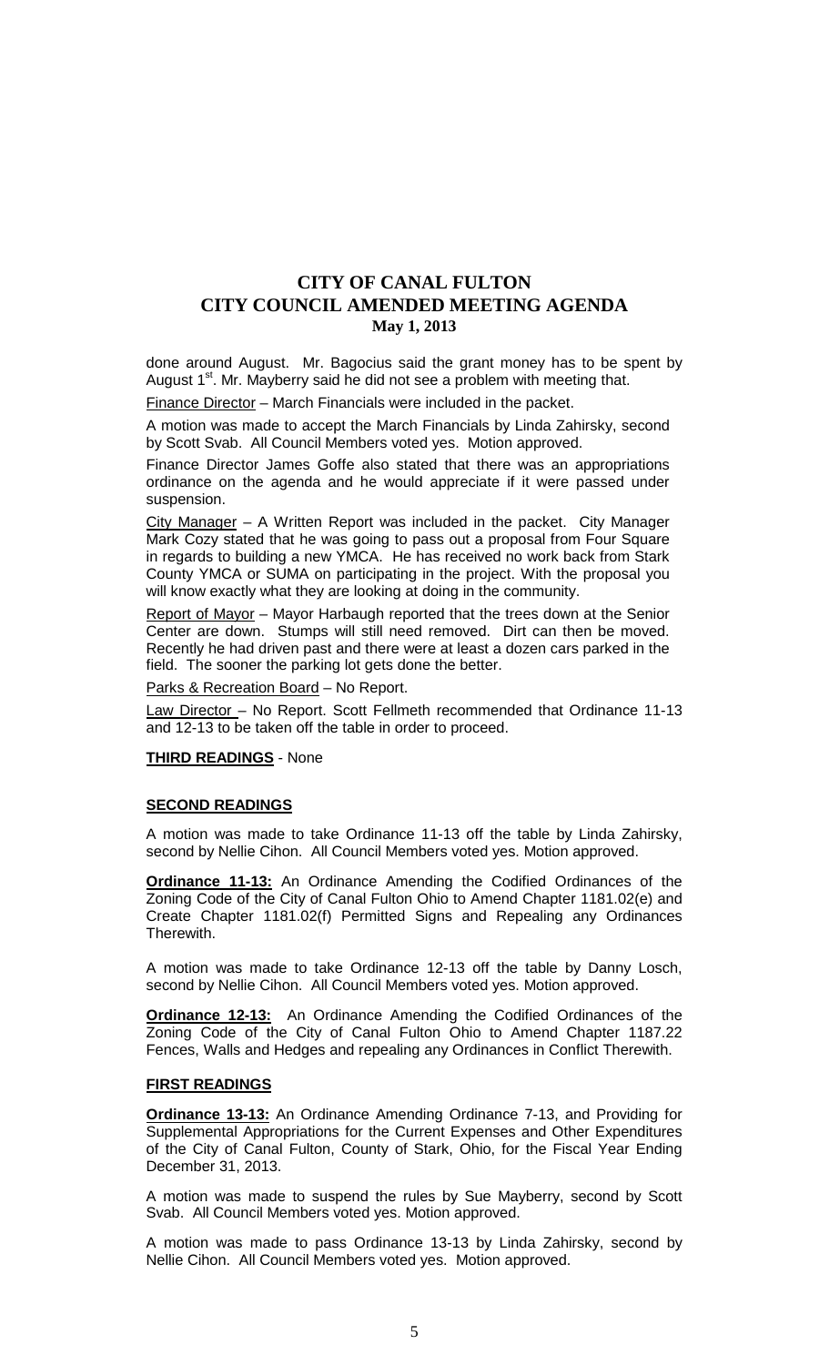done around August. Mr. Bagocius said the grant money has to be spent by August 1st. Mr. Mayberry said he did not see a problem with meeting that.

Finance Director – March Financials were included in the packet.

A motion was made to accept the March Financials by Linda Zahirsky, second by Scott Svab. All Council Members voted yes. Motion approved.

Finance Director James Goffe also stated that there was an appropriations ordinance on the agenda and he would appreciate if it were passed under suspension.

City Manager – A Written Report was included in the packet. City Manager Mark Cozy stated that he was going to pass out a proposal from Four Square in regards to building a new YMCA. He has received no work back from Stark County YMCA or SUMA on participating in the project. With the proposal you will know exactly what they are looking at doing in the community.

Report of Mayor – Mayor Harbaugh reported that the trees down at the Senior Center are down. Stumps will still need removed. Dirt can then be moved. Recently he had driven past and there were at least a dozen cars parked in the field. The sooner the parking lot gets done the better.

Parks & Recreation Board – No Report.

Law Director – No Report. Scott Fellmeth recommended that Ordinance 11-13 and 12-13 to be taken off the table in order to proceed.

**THIRD READINGS** - None

**SECOND READINGS**

A motion was made to take Ordinance 11-13 off the table by Linda Zahirsky, second by Nellie Cihon. All Council Members voted yes. Motion approved.

**Ordinance 11-13:** An Ordinance Amending the Codified Ordinances of the Zoning Code of the City of Canal Fulton Ohio to Amend Chapter 1181.02(e) and Create Chapter 1181.02(f) Permitted Signs and Repealing any Ordinances Therewith.

A motion was made to take Ordinance 12-13 off the table by Danny Losch, second by Nellie Cihon. All Council Members voted yes. Motion approved.

**Ordinance 12-13:** An Ordinance Amending the Codified Ordinances of the Zoning Code of the City of Canal Fulton Ohio to Amend Chapter 1187.22 Fences, Walls and Hedges and repealing any Ordinances in Conflict Therewith.

**FIRST READINGS**

**Ordinance 13-13:** An Ordinance Amending Ordinance 7-13, and Providing for Supplemental Appropriations for the Current Expenses and Other Expenditures of the City of Canal Fulton, County of Stark, Ohio, for the Fiscal Year Ending December 31, 2013.

A motion was made to suspend the rules by Sue Mayberry, second by Scott Svab. All Council Members voted yes. Motion approved.

A motion was made to pass Ordinance 13-13 by Linda Zahirsky, second by Nellie Cihon. All Council Members voted yes. Motion approved.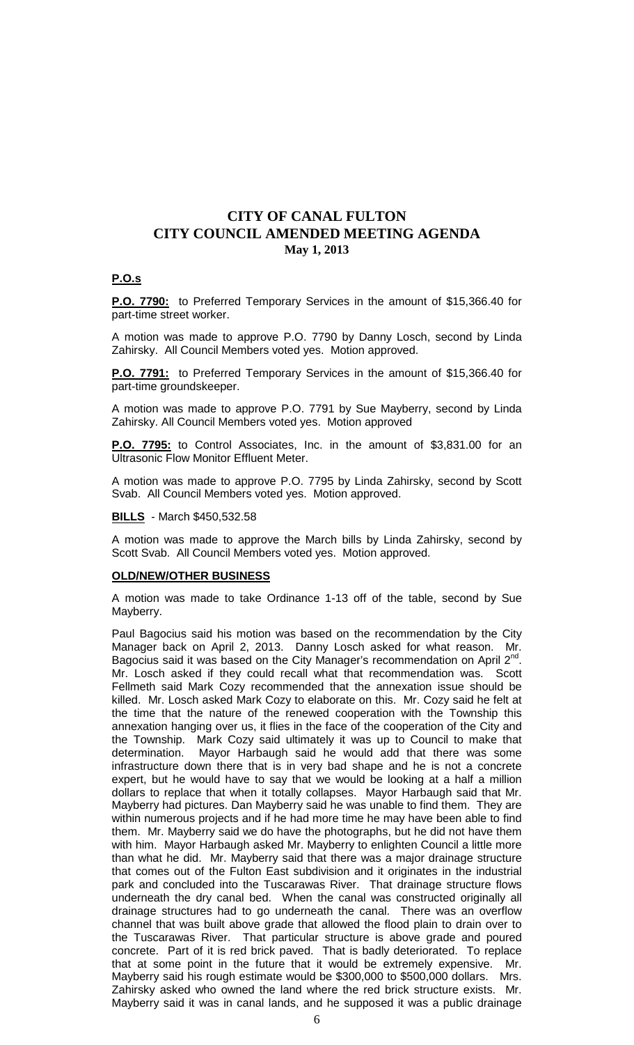# CITY OF CANAL FULTON
# CITY COUNCIL AMENDED MEETING AGENDA
### May 1, 2013

**P.O.s**

**P.O. 7790:** to Preferred Temporary Services in the amount of $15,366.40 for part-time street worker.

A motion was made to approve P.O. 7790 by Danny Losch, second by Linda Zahirsky. All Council Members voted yes. Motion approved.

**P.O. 7791:** to Preferred Temporary Services in the amount of $15,366.40 for part-time groundskeeper.

A motion was made to approve P.O. 7791 by Sue Mayberry, second by Linda Zahirsky. All Council Members voted yes. Motion approved

**P.O. 7795:** to Control Associates, Inc. in the amount of $3,831.00 for an Ultrasonic Flow Monitor Effluent Meter.

A motion was made to approve P.O. 7795 by Linda Zahirsky, second by Scott Svab. All Council Members voted yes. Motion approved.

**BILLS** - March $450,532.58

A motion was made to approve the March bills by Linda Zahirsky, second by Scott Svab. All Council Members voted yes. Motion approved.

**OLD/NEW/OTHER BUSINESS**

A motion was made to take Ordinance 1-13 off of the table, second by Sue Mayberry.

Paul Bagocius said his motion was based on the recommendation by the City Manager back on April 2, 2013. Danny Losch asked for what reason. Mr. Bagocius said it was based on the City Manager's recommendation on April 2nd. Mr. Losch asked if they could recall what that recommendation was. Scott Fellmeth said Mark Cozy recommended that the annexation issue should be killed. Mr. Losch asked Mark Cozy to elaborate on this. Mr. Cozy said he felt at the time that the nature of the renewed cooperation with the Township this annexation hanging over us, it flies in the face of the cooperation of the City and the Township. Mark Cozy said ultimately it was up to Council to make that determination. Mayor Harbaugh said he would add that there was some infrastructure down there that is in very bad shape and he is not a concrete expert, but he would have to say that we would be looking at a half a million dollars to replace that when it totally collapses. Mayor Harbaugh said that Mr. Mayberry had pictures. Dan Mayberry said he was unable to find them. They are within numerous projects and if he had more time he may have been able to find them. Mr. Mayberry said we do have the photographs, but he did not have them with him. Mayor Harbaugh asked Mr. Mayberry to enlighten Council a little more than what he did. Mr. Mayberry said that there was a major drainage structure that comes out of the Fulton East subdivision and it originates in the industrial park and concluded into the Tuscarawas River. That drainage structure flows underneath the dry canal bed. When the canal was constructed originally all drainage structures had to go underneath the canal. There was an overflow channel that was built above grade that allowed the flood plain to drain over to the Tuscarawas River. That particular structure is above grade and poured concrete. Part of it is red brick paved. That is badly deteriorated. To replace that at some point in the future that it would be extremely expensive. Mr. Mayberry said his rough estimate would be $300,000 to $500,000 dollars. Mrs. Zahirsky asked who owned the land where the red brick structure exists. Mr. Mayberry said it was in canal lands, and he supposed it was a public drainage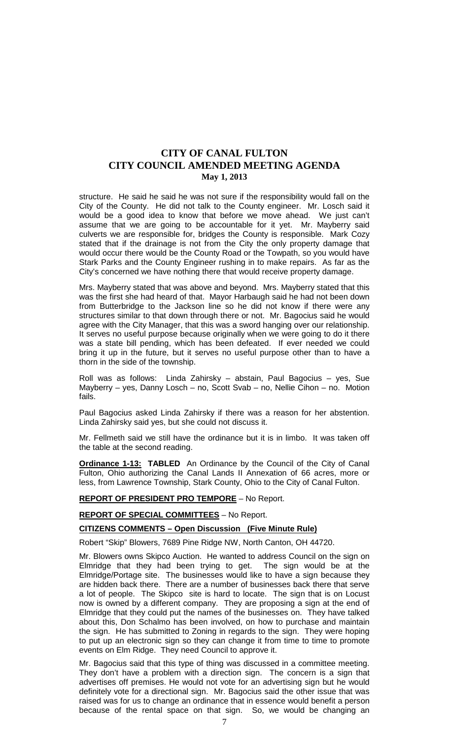structure. He said he said he was not sure if the responsibility would fall on the City of the County. He did not talk to the County engineer. Mr. Losch said it would be a good idea to know that before we move ahead. We just can't assume that we are going to be accountable for it yet. Mr. Mayberry said culverts we are responsible for, bridges the County is responsible. Mark Cozy stated that if the drainage is not from the City the only property damage that would occur there would be the County Road or the Towpath, so you would have Stark Parks and the County Engineer rushing in to make repairs. As far as the City's concerned we have nothing there that would receive property damage.

Mrs. Mayberry stated that was above and beyond. Mrs. Mayberry stated that this was the first she had heard of that. Mayor Harbaugh said he had not been down from Butterbridge to the Jackson line so he did not know if there were any structures similar to that down through there or not. Mr. Bagocius said he would agree with the City Manager, that this was a sword hanging over our relationship. It serves no useful purpose because originally when we were going to do it there was a state bill pending, which has been defeated. If ever needed we could bring it up in the future, but it serves no useful purpose other than to have a thorn in the side of the township.

Roll was as follows: Linda Zahirsky – abstain, Paul Bagocius – yes, Sue Mayberry – yes, Danny Losch – no, Scott Svab – no, Nellie Cihon – no. Motion fails.

Paul Bagocius asked Linda Zahirsky if there was a reason for her abstention. Linda Zahirsky said yes, but she could not discuss it.

Mr. Fellmeth said we still have the ordinance but it is in limbo. It was taken off the table at the second reading.

**Ordinance 1-13: TABLED** An Ordinance by the Council of the City of Canal Fulton, Ohio authorizing the Canal Lands II Annexation of 66 acres, more or less, from Lawrence Township, Stark County, Ohio to the City of Canal Fulton.

**REPORT OF PRESIDENT PRO TEMPORE** – No Report.

**REPORT OF SPECIAL COMMITTEES** – No Report.

**CITIZENS COMMENTS – Open Discussion (Five Minute Rule)**

Robert "Skip" Blowers, 7689 Pine Ridge NW, North Canton, OH 44720.

Mr. Blowers owns Skipco Auction. He wanted to address Council on the sign on Elmridge that they had been trying to get. The sign would be at the Elmridge/Portage site. The businesses would like to have a sign because they are hidden back there. There are a number of businesses back there that serve a lot of people. The Skipco site is hard to locate. The sign that is on Locust now is owned by a different company. They are proposing a sign at the end of Elmridge that they could put the names of the businesses on. They have talked about this, Don Schalmo has been involved, on how to purchase and maintain the sign. He has submitted to Zoning in regards to the sign. They were hoping to put up an electronic sign so they can change it from time to time to promote events on Elm Ridge. They need Council to approve it.

Mr. Bagocius said that this type of thing was discussed in a committee meeting. They don't have a problem with a direction sign. The concern is a sign that advertises off premises. He would not vote for an advertising sign but he would definitely vote for a directional sign. Mr. Bagocius said the other issue that was raised was for us to change an ordinance that in essence would benefit a person because of the rental space on that sign. So, we would be changing an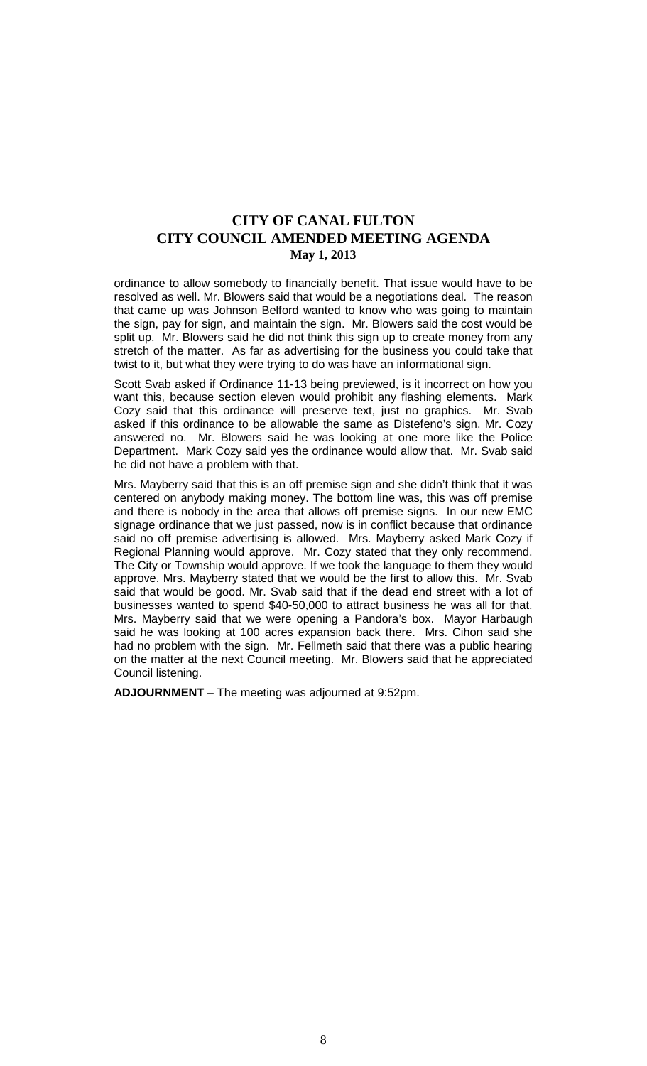ordinance to allow somebody to financially benefit. That issue would have to be resolved as well. Mr. Blowers said that would be a negotiations deal. The reason that came up was Johnson Belford wanted to know who was going to maintain the sign, pay for sign, and maintain the sign. Mr. Blowers said the cost would be split up. Mr. Blowers said he did not think this sign up to create money from any stretch of the matter. As far as advertising for the business you could take that twist to it, but what they were trying to do was have an informational sign.

Scott Svab asked if Ordinance 11-13 being previewed, is it incorrect on how you want this, because section eleven would prohibit any flashing elements. Mark Cozy said that this ordinance will preserve text, just no graphics. Mr. Svab asked if this ordinance to be allowable the same as Distefeno's sign. Mr. Cozy answered no. Mr. Blowers said he was looking at one more like the Police Department. Mark Cozy said yes the ordinance would allow that. Mr. Svab said he did not have a problem with that.

Mrs. Mayberry said that this is an off premise sign and she didn't think that it was centered on anybody making money. The bottom line was, this was off premise and there is nobody in the area that allows off premise signs. In our new EMC signage ordinance that we just passed, now is in conflict because that ordinance said no off premise advertising is allowed. Mrs. Mayberry asked Mark Cozy if Regional Planning would approve. Mr. Cozy stated that they only recommend. The City or Township would approve. If we took the language to them they would approve. Mrs. Mayberry stated that we would be the first to allow this. Mr. Svab said that would be good. Mr. Svab said that if the dead end street with a lot of businesses wanted to spend $40-50,000 to attract business he was all for that. Mrs. Mayberry said that we were opening a Pandora's box. Mayor Harbaugh said he was looking at 100 acres expansion back there. Mrs. Cihon said she had no problem with the sign. Mr. Fellmeth said that there was a public hearing on the matter at the next Council meeting. Mr. Blowers said that he appreciated Council listening.

**ADJOURNMENT** – The meeting was adjourned at 9:52pm.